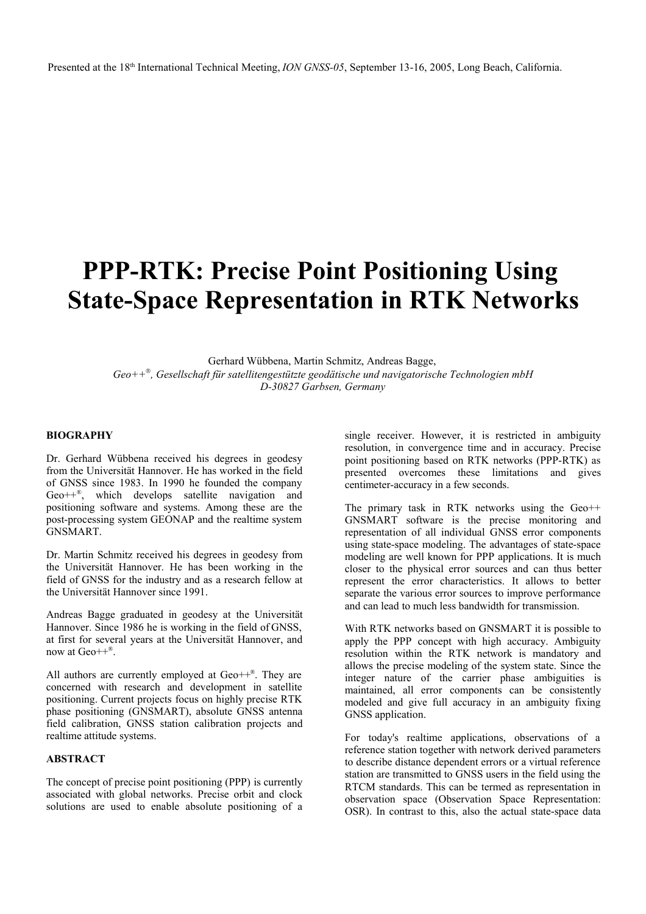Presented at the 18th International Technical Meeting, *ION GNSS-05*, September 13-16, 2005, Long Beach, California.

# PPP-RTK: Precise Point Positioning Using State-Space Representation in RTK Networks

Gerhard Wübbena, Martin Schmitz, Andreas Bagge,

*Geo++®, Gesellschaft für satellitengestützte geodätische und navigatorische Technologien mbH*

*D-30827 Garbsen, Germany*

## BIOGRAPHY

Dr. Gerhard Wübbena received his degrees in geodesy from the Universität Hannover. He has worked in the field of GNSS since 1983. In 1990 he founded the company Geo++®, which develops satellite navigation and positioning software and systems. Among these are the post-processing system GEONAP and the realtime system GNSMART.

Dr. Martin Schmitz received his degrees in geodesy from the Universität Hannover. He has been working in the field of GNSS for the industry and as a research fellow at the Universität Hannover since 1991.

Andreas Bagge graduated in geodesy at the Universität Hannover. Since 1986 he is working in the field of GNSS, at first for several years at the Universität Hannover, and now at Geo++®.

All authors are currently employed at Geo++®. They are concerned with research and development in satellite positioning. Current projects focus on highly precise RTK phase positioning (GNSMART), absolute GNSS antenna field calibration, GNSS station calibration projects and realtime attitude systems.

## ABSTRACT

The concept of precise point positioning (PPP) is currently associated with global networks. Precise orbit and clock solutions are used to enable absolute positioning of a single receiver. However, it is restricted in ambiguity resolution, in convergence time and in accuracy. Precise point positioning based on RTK networks (PPP-RTK) as presented overcomes these limitations and gives centimeter-accuracy in a few seconds.

The primary task in RTK networks using the Geo++ GNSMART software is the precise monitoring and representation of all individual GNSS error components using state-space modeling. The advantages of state-space modeling are well known for PPP applications. It is much closer to the physical error sources and can thus better represent the error characteristics. It allows to better separate the various error sources to improve performance and can lead to much less bandwidth for transmission.

With RTK networks based on GNSMART it is possible to apply the PPP concept with high accuracy. Ambiguity resolution within the RTK network is mandatory and allows the precise modeling of the system state. Since the integer nature of the carrier phase ambiguities is maintained, all error components can be consistently modeled and give full accuracy in an ambiguity fixing GNSS application.

For today's realtime applications, observations of a reference station together with network derived parameters to describe distance dependent errors or a virtual reference station are transmitted to GNSS users in the field using the RTCM standards. This can be termed as representation in observation space (Observation Space Representation: OSR). In contrast to this, also the actual state-space data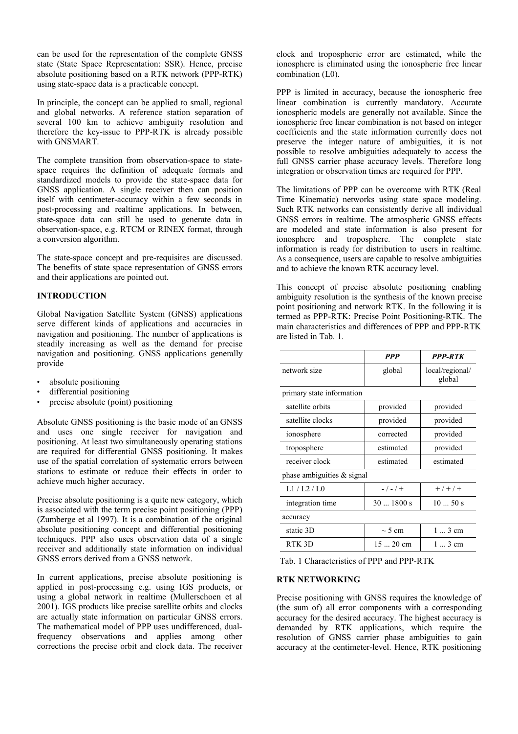can be used for the representation of the complete GNSS state (State Space Representation: SSR). Hence, precise absolute positioning based on a RTK network (PPP-RTK) using state-space data is a practicable concept.

In principle, the concept can be applied to small, regional and global networks. A reference station separation of several 100 km to achieve ambiguity resolution and therefore the key-issue to PPP-RTK is already possible with GNSMART.

The complete transition from observation-space to state-space requires the definition of adequate formats and standardized models to provide the state-space data for GNSS application. A single receiver then can position itself with centimeter-accuracy within a few seconds in post-processing and realtime applications. In between, state-space data can still be used to generate data in observation-space, e.g. RTCM or RINEX format, through a conversion algorithm.

The state-space concept and pre-requisites are discussed. The benefits of state space representation of GNSS errors and their applications are pointed out.

## INTRODUCTION

Global Navigation Satellite System (GNSS) applications serve different kinds of applications and accuracies in navigation and positioning. The number of applications is steadily increasing as well as the demand for precise navigation and positioning. GNSS applications generally provide

- absolute positioning
- differential positioning
- precise absolute (point) positioning

Absolute GNSS positioning is the basic mode of an GNSS and uses one single receiver for navigation and positioning. At least two simultaneously operating stations are required for differential GNSS positioning. It makes use of the spatial correlation of systematic errors between stations to estimate or reduce their effects in order to achieve much higher accuracy.

Precise absolute positioning is a quite new category, which is associated with the term precise point positioning (PPP) (Zumberge et al 1997). It is a combination of the original absolute positioning concept and differential positioning techniques. PPP also uses observation data of a single receiver and additionally state information on individual GNSS errors derived from a GNSS network.

In current applications, precise absolute positioning is applied in post-processing e.g. using IGS products, or using a global network in realtime (Mullerschoen et al 2001). IGS products like precise satellite orbits and clocks are actually state information on particular GNSS errors. The mathematical model of PPP uses undifferenced, dual-frequency observations and applies among other corrections the precise orbit and clock data. The receiver clock and tropospheric error are estimated, while the ionosphere is eliminated using the ionospheric free linear combination (L0).

PPP is limited in accuracy, because the ionospheric free linear combination is currently mandatory. Accurate ionospheric models are generally not available. Since the ionospheric free linear combination is not based on integer coefficients and the state information currently does not preserve the integer nature of ambiguities, it is not possible to resolve ambiguities adequately to access the full GNSS carrier phase accuracy levels. Therefore long integration or observation times are required for PPP.

The limitations of PPP can be overcome with RTK (Real Time Kinematic) networks using state space modeling. Such RTK networks can consistently derive all individual GNSS errors in realtime. The atmospheric GNSS effects are modeled and state information is also present for ionosphere and troposphere. The complete state information is ready for distribution to users in realtime. As a consequence, users are capable to resolve ambiguities and to achieve the known RTK accuracy level.

This concept of precise absolute positioning enabling ambiguity resolution is the synthesis of the known precise point positioning and network RTK. In the following it is termed as PPP-RTK: Precise Point Positioning-RTK. The main characteristics and differences of PPP and PPP-RTK are listed in Tab. 1.

| | ***PPP*** | ***PPP-RTK*** |
|---|---|---|
| network size | global | local/regional/ global |
| primary state information | | |
| satellite orbits | provided | provided |
| satellite clocks | provided | provided |
| ionosphere | corrected | provided |
| troposphere | estimated | provided |
| receiver clock | estimated | estimated |
| phase ambiguities & signal | | |
| L1 / L2 / L0 | - / - / + | + / + / + |
| integration time | 30 ... 1800 s | 10 ... 50 s |
| accuracy | | |
| static 3D | ~ 5 cm | 1 ... 3 cm |
| RTK 3D | 15 ... 20 cm | 1 ... 3 cm |

Tab. 1 Characteristics of PPP and PPP-RTK

## RTK NETWORKING

Precise positioning with GNSS requires the knowledge of (the sum of) all error components with a corresponding accuracy for the desired accuracy. The highest accuracy is demanded by RTK applications, which require the resolution of GNSS carrier phase ambiguities to gain accuracy at the centimeter-level. Hence, RTK positioning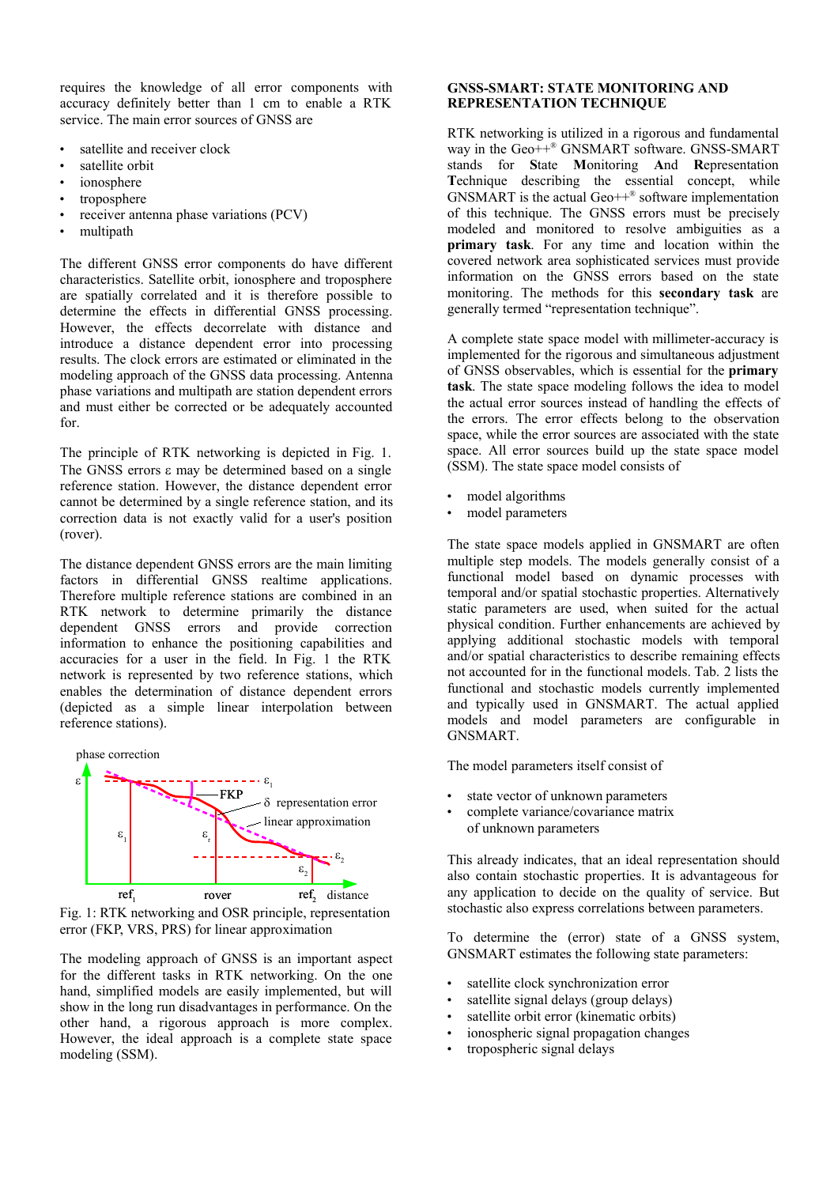requires the knowledge of all error components with accuracy definitely better than 1 cm to enable a RTK service. The main error sources of GNSS are

- satellite and receiver clock
- satellite orbit
- ionosphere
- troposphere
- receiver antenna phase variations (PCV)
- multipath

The different GNSS error components do have different characteristics. Satellite orbit, ionosphere and troposphere are spatially correlated and it is therefore possible to determine the effects in differential GNSS processing. However, the effects decorrelate with distance and introduce a distance dependent error into processing results. The clock errors are estimated or eliminated in the modeling approach of the GNSS data processing. Antenna phase variations and multipath are station dependent errors and must either be corrected or be adequately accounted for.

The principle of RTK networking is depicted in Fig. 1. The GNSS errors $\varepsilon$ may be determined based on a single reference station. However, the distance dependent error cannot be determined by a single reference station, and its correction data is not exactly valid for a user's position (rover).

The distance dependent GNSS errors are the main limiting factors in differential GNSS realtime applications. Therefore multiple reference stations are combined in an RTK network to determine primarily the distance dependent GNSS errors and provide correction information to enhance the positioning capabilities and accuracies for a user in the field. In Fig. 1 the RTK network is represented by two reference stations, which enables the determination of distance dependent errors (depicted as a simple linear interpolation between reference stations).

Fig. 1: RTK networking and OSR principle, representation error (FKP, VRS, PRS) for linear approximation

The modeling approach of GNSS is an important aspect for the different tasks in RTK networking. On the one hand, simplified models are easily implemented, but will show in the long run disadvantages in performance. On the other hand, a rigorous approach is more complex. However, the ideal approach is a complete state space modeling (SSM).

## GNSS-SMART: STATE MONITORING AND REPRESENTATION TECHNIQUE

RTK networking is utilized in a rigorous and fundamental way in the Geo++® GNSMART software. GNSS-SMART stands for **S**tate **M**onitoring **A**nd **R**epresentation **T**echnique describing the essential concept, while GNSMART is the actual Geo++® software implementation of this technique. The GNSS errors must be precisely modeled and monitored to resolve ambiguities as a **primary task**. For any time and location within the covered network area sophisticated services must provide information on the GNSS errors based on the state monitoring. The methods for this **secondary task** are generally termed "representation technique".

A complete state space model with millimeter-accuracy is implemented for the rigorous and simultaneous adjustment of GNSS observables, which is essential for the **primary task**. The state space modeling follows the idea to model the actual error sources instead of handling the effects of the errors. The error effects belong to the observation space, while the error sources are associated with the state space. All error sources build up the state space model (SSM). The state space model consists of

- model algorithms
- model parameters

The state space models applied in GNSMART are often multiple step models. The models generally consist of a functional model based on dynamic processes with temporal and/or spatial stochastic properties. Alternatively static parameters are used, when suited for the actual physical condition. Further enhancements are achieved by applying additional stochastic models with temporal and/or spatial characteristics to describe remaining effects not accounted for in the functional models. Tab. 2 lists the functional and stochastic models currently implemented and typically used in GNSMART. The actual applied models and model parameters are configurable in GNSMART.

The model parameters itself consist of

- state vector of unknown parameters
- complete variance/covariance matrix of unknown parameters

This already indicates, that an ideal representation should also contain stochastic properties. It is advantageous for any application to decide on the quality of service. But stochastic also express correlations between parameters.

To determine the (error) state of a GNSS system, GNSMART estimates the following state parameters:

- satellite clock synchronization error
- satellite signal delays (group delays)
- satellite orbit error (kinematic orbits)
- ionospheric signal propagation changes
- tropospheric signal delays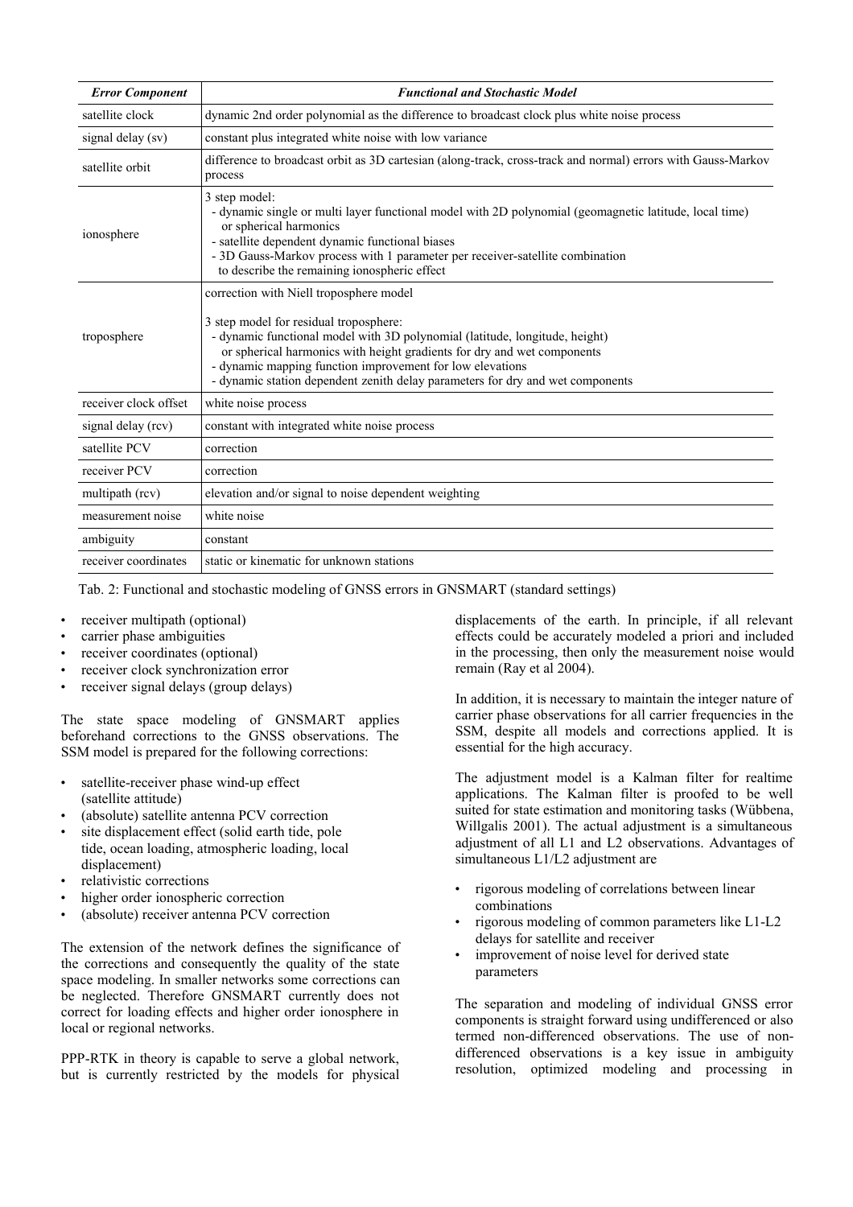| *Error Component* | *Functional and Stochastic Model* |
| --- | --- |
| satellite clock | dynamic 2nd order polynomial as the difference to broadcast clock plus white noise process |
| signal delay (sv) | constant plus integrated white noise with low variance |
| satellite orbit | difference to broadcast orbit as 3D cartesian (along-track, cross-track and normal) errors with Gauss-Markov process |
| ionosphere | 3 step model:<br>- dynamic single or multi layer functional model with 2D polynomial (geomagnetic latitude, local time) or spherical harmonics<br>- satellite dependent dynamic functional biases<br>- 3D Gauss-Markov process with 1 parameter per receiver-satellite combination to describe the remaining ionospheric effect |
| troposphere | correction with Niell troposphere model<br><br>3 step model for residual troposphere:<br>- dynamic functional model with 3D polynomial (latitude, longitude, height) or spherical harmonics with height gradients for dry and wet components<br>- dynamic mapping function improvement for low elevations<br>- dynamic station dependent zenith delay parameters for dry and wet components |
| receiver clock offset | white noise process |
| signal delay (rcv) | constant with integrated white noise process |
| satellite PCV | correction |
| receiver PCV | correction |
| multipath (rcv) | elevation and/or signal to noise dependent weighting |
| measurement noise | white noise |
| ambiguity | constant |
| receiver coordinates | static or kinematic for unknown stations |

Tab. 2: Functional and stochastic modeling of GNSS errors in GNSMART (standard settings)

- receiver multipath (optional)
- carrier phase ambiguities
- receiver coordinates (optional)
- receiver clock synchronization error
- receiver signal delays (group delays)

The state space modeling of GNSMART applies beforehand corrections to the GNSS observations. The SSM model is prepared for the following corrections:

- satellite-receiver phase wind-up effect (satellite attitude)
- (absolute) satellite antenna PCV correction
- site displacement effect (solid earth tide, pole tide, ocean loading, atmospheric loading, local displacement)
- relativistic corrections
- higher order ionospheric correction
- (absolute) receiver antenna PCV correction

The extension of the network defines the significance of the corrections and consequently the quality of the state space modeling. In smaller networks some corrections can be neglected. Therefore GNSMART currently does not correct for loading effects and higher order ionosphere in local or regional networks.

PPP-RTK in theory is capable to serve a global network, but is currently restricted by the models for physical displacements of the earth. In principle, if all relevant effects could be accurately modeled a priori and included in the processing, then only the measurement noise would remain (Ray et al 2004).

In addition, it is necessary to maintain the integer nature of carrier phase observations for all carrier frequencies in the SSM, despite all models and corrections applied. It is essential for the high accuracy.

The adjustment model is a Kalman filter for realtime applications. The Kalman filter is proofed to be well suited for state estimation and monitoring tasks (Wübbena, Willgalis 2001). The actual adjustment is a simultaneous adjustment of all L1 and L2 observations. Advantages of simultaneous L1/L2 adjustment are

- rigorous modeling of correlations between linear combinations
- rigorous modeling of common parameters like L1-L2 delays for satellite and receiver
- improvement of noise level for derived state parameters

The separation and modeling of individual GNSS error components is straight forward using undifferenced or also termed non-differenced observations. The use of non-differenced observations is a key issue in ambiguity resolution, optimized modeling and processing in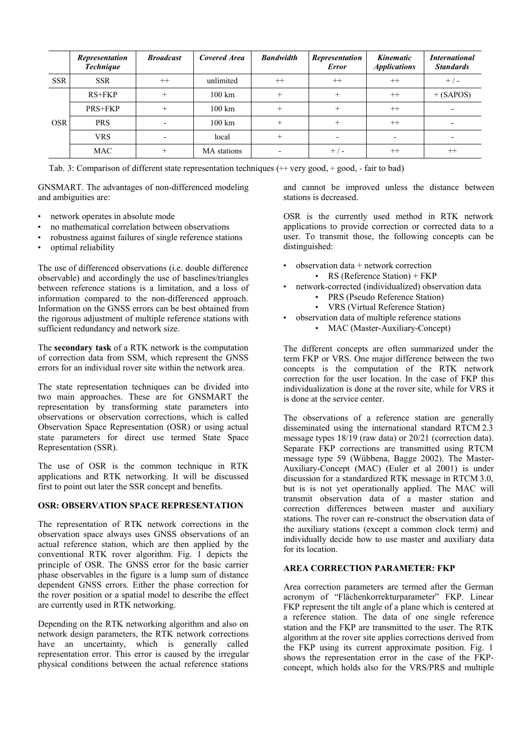| | *Representation Technique* | *Broadcast* | *Covered Area* | *Bandwidth* | *Representation Error* | *Kinematic Applications* | *International Standards* |
|---|---|---|---|---|---|---|---|
| SSR | SSR | ++ | unlimited | ++ | ++ | ++ | + / - |
| OSR | RS+FKP | + | 100 km | + | + | ++ | + (SAPOS) |
| | PRS+FKP | + | 100 km | + | + | ++ | - |
| | PRS | - | 100 km | + | + | ++ | - |
| | VRS | - | local | + | - | - | - |
| | MAC | + | MA stations | - | + / - | ++ | ++ |

Tab. 3: Comparison of different state representation techniques (++ very good, + good, - fair to bad)

GNSMART. The advantages of non-differenced modeling and ambiguities are:

- network operates in absolute mode
- no mathematical correlation between observations
- robustness against failures of single reference stations
- optimal reliability

The use of differenced observations (i.e. double difference observable) and accordingly the use of baselines/triangles between reference stations is a limitation, and a loss of information compared to the non-differenced approach. Information on the GNSS errors can be best obtained from the rigorous adjustment of multiple reference stations with sufficient redundancy and network size.

The **secondary task** of a RTK network is the computation of correction data from SSM, which represent the GNSS errors for an individual rover site within the network area.

The state representation techniques can be divided into two main approaches. These are for GNSMART the representation by transforming state parameters into observations or observation corrections, which is called Observation Space Representation (OSR) or using actual state parameters for direct use termed State Space Representation (SSR).

The use of OSR is the common technique in RTK applications and RTK networking. It will be discussed first to point out later the SSR concept and benefits.

## OSR: OBSERVATION SPACE REPRESENTATION

The representation of RTK network corrections in the observation space always uses GNSS observations of an actual reference station, which are then applied by the conventional RTK rover algorithm. Fig. 1 depicts the principle of OSR. The GNSS error for the basic carrier phase observables in the figure is a lump sum of distance dependent GNSS errors. Either the phase correction for the rover position or a spatial model to describe the effect are currently used in RTK networking.

Depending on the RTK networking algorithm and also on network design parameters, the RTK network corrections have an uncertainty, which is generally called representation error. This error is caused by the irregular physical conditions between the actual reference stations and cannot be improved unless the distance between stations is decreased.

OSR is the currently used method in RTK network applications to provide correction or corrected data to a user. To transmit those, the following concepts can be distinguished:

- observation data + network correction
  - RS (Reference Station) + FKP
- network-corrected (individualized) observation data
  - PRS (Pseudo Reference Station)
  - VRS (Virtual Reference Station)
- observation data of multiple reference stations
  - MAC (Master-Auxiliary-Concept)

The different concepts are often summarized under the term FKP or VRS. One major difference between the two concepts is the computation of the RTK network correction for the user location. In the case of FKP this individualization is done at the rover site, while for VRS it is done at the service center.

The observations of a reference station are generally disseminated using the international standard RTCM 2.3 message types 18/19 (raw data) or 20/21 (correction data). Separate FKP corrections are transmitted using RTCM message type 59 (Wübbena, Bagge 2002). The Master-Auxiliary-Concept (MAC) (Euler et al 2001) is under discussion for a standardized RTCM message in RTCM 3.0, but is is not yet operationally applied. The MAC will transmit observation data of a master station and correction differences between master and auxiliary stations. The rover can re-construct the observation data of the auxiliary stations (except a common clock term) and individually decide how to use master and auxiliary data for its location.

## AREA CORRECTION PARAMETER: FKP

Area correction parameters are termed after the German acronym of "Flächenkorrekturparameter" FKP. Linear FKP represent the tilt angle of a plane which is centered at a reference station. The data of one single reference station and the FKP are transmitted to the user. The RTK algorithm at the rover site applies corrections derived from the FKP using its current approximate position. Fig. 1 shows the representation error in the case of the FKP-concept, which holds also for the VRS/PRS and multiple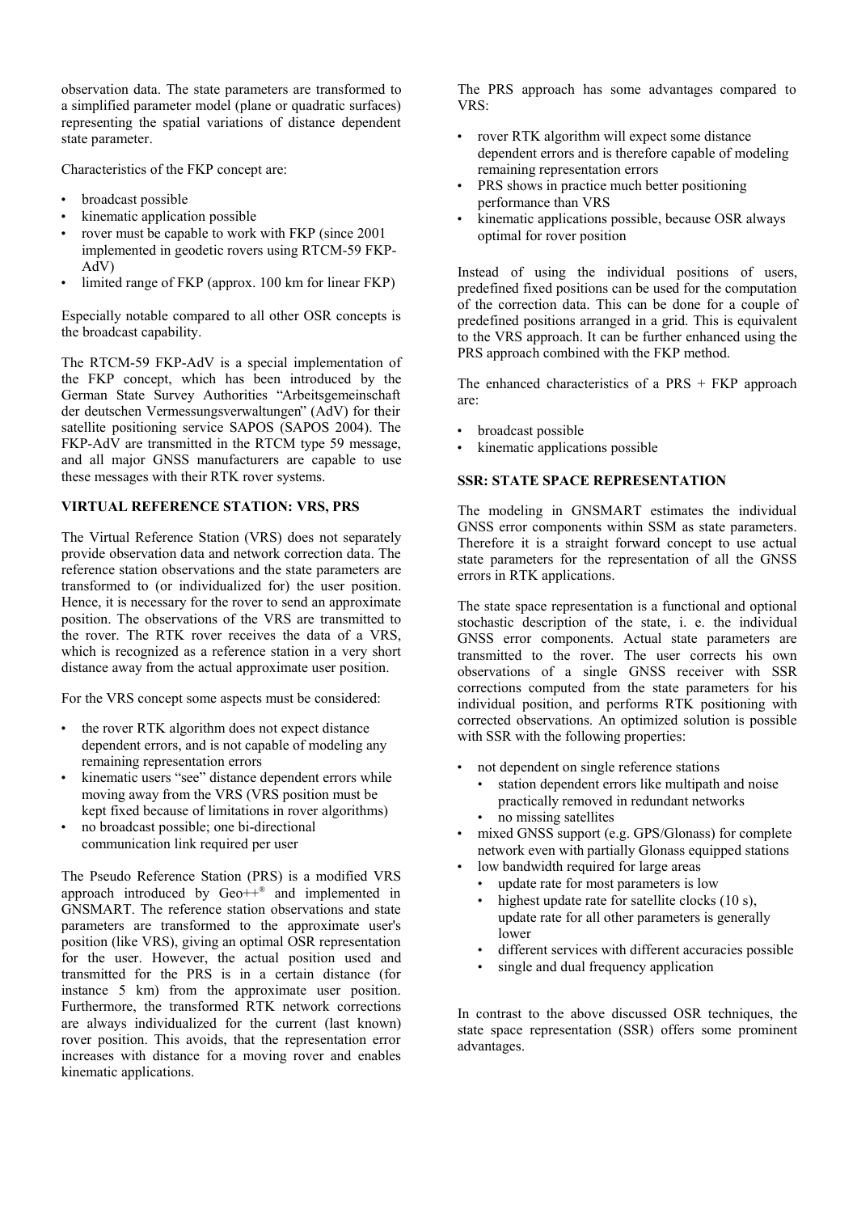observation data. The state parameters are transformed to a simplified parameter model (plane or quadratic surfaces) representing the spatial variations of distance dependent state parameter.

Characteristics of the FKP concept are:

- broadcast possible
- kinematic application possible
- rover must be capable to work with FKP (since 2001 implemented in geodetic rovers using RTCM-59 FKP-AdV)
- limited range of FKP (approx. 100 km for linear FKP)

Especially notable compared to all other OSR concepts is the broadcast capability.

The RTCM-59 FKP-AdV is a special implementation of the FKP concept, which has been introduced by the German State Survey Authorities "Arbeitsgemeinschaft der deutschen Vermessungsverwaltungen" (AdV) for their satellite positioning service SAPOS (SAPOS 2004). The FKP-AdV are transmitted in the RTCM type 59 message, and all major GNSS manufacturers are capable to use these messages with their RTK rover systems.

## VIRTUAL REFERENCE STATION: VRS, PRS

The Virtual Reference Station (VRS) does not separately provide observation data and network correction data. The reference station observations and the state parameters are transformed to (or individualized for) the user position. Hence, it is necessary for the rover to send an approximate position. The observations of the VRS are transmitted to the rover. The RTK rover receives the data of a VRS, which is recognized as a reference station in a very short distance away from the actual approximate user position.

For the VRS concept some aspects must be considered:

- the rover RTK algorithm does not expect distance dependent errors, and is not capable of modeling any remaining representation errors
- kinematic users "see" distance dependent errors while moving away from the VRS (VRS position must be kept fixed because of limitations in rover algorithms)
- no broadcast possible; one bi-directional communication link required per user

The Pseudo Reference Station (PRS) is a modified VRS approach introduced by Geo++® and implemented in GNSMART. The reference station observations and state parameters are transformed to the approximate user's position (like VRS), giving an optimal OSR representation for the user. However, the actual position used and transmitted for the PRS is in a certain distance (for instance 5 km) from the approximate user position. Furthermore, the transformed RTK network corrections are always individualized for the current (last known) rover position. This avoids, that the representation error increases with distance for a moving rover and enables kinematic applications.

The PRS approach has some advantages compared to VRS:

- rover RTK algorithm will expect some distance dependent errors and is therefore capable of modeling remaining representation errors
- PRS shows in practice much better positioning performance than VRS
- kinematic applications possible, because OSR always optimal for rover position

Instead of using the individual positions of users, predefined fixed positions can be used for the computation of the correction data. This can be done for a couple of predefined positions arranged in a grid. This is equivalent to the VRS approach. It can be further enhanced using the PRS approach combined with the FKP method.

The enhanced characteristics of a PRS + FKP approach are:

- broadcast possible
- kinematic applications possible

## SSR: STATE SPACE REPRESENTATION

The modeling in GNSMART estimates the individual GNSS error components within SSM as state parameters. Therefore it is a straight forward concept to use actual state parameters for the representation of all the GNSS errors in RTK applications.

The state space representation is a functional and optional stochastic description of the state, i. e. the individual GNSS error components. Actual state parameters are transmitted to the rover. The user corrects his own observations of a single GNSS receiver with SSR corrections computed from the state parameters for his individual position, and performs RTK positioning with corrected observations. An optimized solution is possible with SSR with the following properties:

- not dependent on single reference stations
  - station dependent errors like multipath and noise practically removed in redundant networks
  - no missing satellites
- mixed GNSS support (e.g. GPS/Glonass) for complete network even with partially Glonass equipped stations
- low bandwidth required for large areas
  - update rate for most parameters is low
  - highest update rate for satellite clocks (10 s), update rate for all other parameters is generally lower
  - different services with different accuracies possible
  - single and dual frequency application

In contrast to the above discussed OSR techniques, the state space representation (SSR) offers some prominent advantages.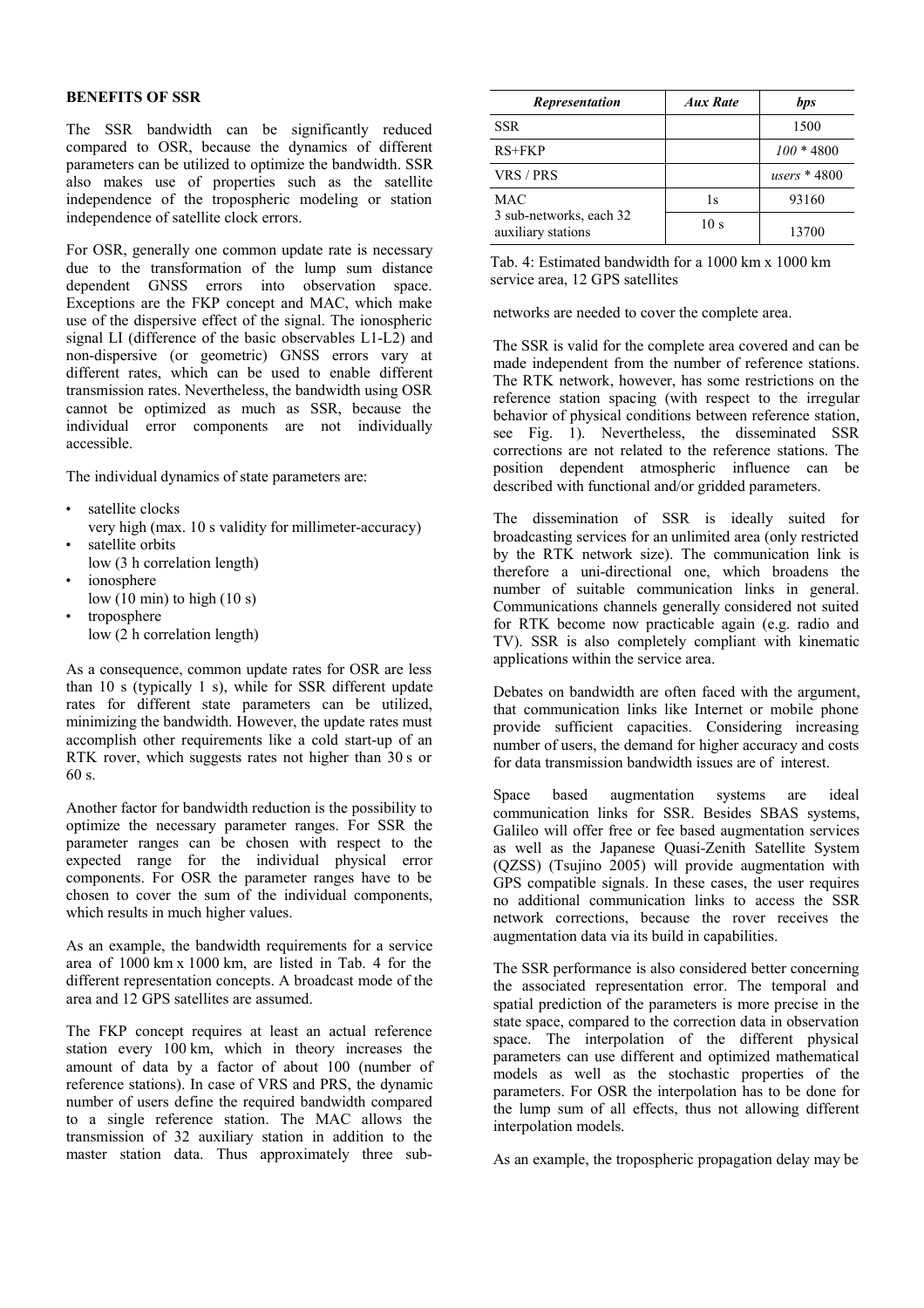## BENEFITS OF SSR

The SSR bandwidth can be significantly reduced compared to OSR, because the dynamics of different parameters can be utilized to optimize the bandwidth. SSR also makes use of properties such as the satellite independence of the tropospheric modeling or station independence of satellite clock errors.

For OSR, generally one common update rate is necessary due to the transformation of the lump sum distance dependent GNSS errors into observation space. Exceptions are the FKP concept and MAC, which make use of the dispersive effect of the signal. The ionospheric signal LI (difference of the basic observables L1-L2) and non-dispersive (or geometric) GNSS errors vary at different rates, which can be used to enable different transmission rates. Nevertheless, the bandwidth using OSR cannot be optimized as much as SSR, because the individual error components are not individually accessible.

The individual dynamics of state parameters are:

- satellite clocks
  very high (max. 10 s validity for millimeter-accuracy)
- satellite orbits
  low (3 h correlation length)
- ionosphere
  low (10 min) to high (10 s)
- troposphere
  low (2 h correlation length)

As a consequence, common update rates for OSR are less than 10 s (typically 1 s), while for SSR different update rates for different state parameters can be utilized, minimizing the bandwidth. However, the update rates must accomplish other requirements like a cold start-up of an RTK rover, which suggests rates not higher than 30 s or 60 s.

Another factor for bandwidth reduction is the possibility to optimize the necessary parameter ranges. For SSR the parameter ranges can be chosen with respect to the expected range for the individual physical error components. For OSR the parameter ranges have to be chosen to cover the sum of the individual components, which results in much higher values.

As an example, the bandwidth requirements for a service area of 1000 km x 1000 km, are listed in Tab. 4 for the different representation concepts. A broadcast mode of the area and 12 GPS satellites are assumed.

The FKP concept requires at least an actual reference station every 100 km, which in theory increases the amount of data by a factor of about 100 (number of reference stations). In case of VRS and PRS, the dynamic number of users define the required bandwidth compared to a single reference station. The MAC allows the transmission of 32 auxiliary station in addition to the master station data. Thus approximately three sub-networks are needed to cover the complete area.

| *Representation* | *Aux Rate* | *bps* |
|---|---|---|
| SSR | | 1500 |
| RS+FKP | | *100* * 4800 |
| VRS / PRS | | *users* * 4800 |
| MAC | 1s | 93160 |
| 3 sub-networks, each 32 auxiliary stations | 10 s | 13700 |

Tab. 4: Estimated bandwidth for a 1000 km x 1000 km service area, 12 GPS satellites

The SSR is valid for the complete area covered and can be made independent from the number of reference stations. The RTK network, however, has some restrictions on the reference station spacing (with respect to the irregular behavior of physical conditions between reference station, see Fig. 1). Nevertheless, the disseminated SSR corrections are not related to the reference stations. The position dependent atmospheric influence can be described with functional and/or gridded parameters.

The dissemination of SSR is ideally suited for broadcasting services for an unlimited area (only restricted by the RTK network size). The communication link is therefore a uni-directional one, which broadens the number of suitable communication links in general. Communications channels generally considered not suited for RTK become now practicable again (e.g. radio and TV). SSR is also completely compliant with kinematic applications within the service area.

Debates on bandwidth are often faced with the argument, that communication links like Internet or mobile phone provide sufficient capacities. Considering increasing number of users, the demand for higher accuracy and costs for data transmission bandwidth issues are of interest.

Space based augmentation systems are ideal communication links for SSR. Besides SBAS systems, Galileo will offer free or fee based augmentation services as well as the Japanese Quasi-Zenith Satellite System (QZSS) (Tsujino 2005) will provide augmentation with GPS compatible signals. In these cases, the user requires no additional communication links to access the SSR network corrections, because the rover receives the augmentation data via its build in capabilities.

The SSR performance is also considered better concerning the associated representation error. The temporal and spatial prediction of the parameters is more precise in the state space, compared to the correction data in observation space. The interpolation of the different physical parameters can use different and optimized mathematical models as well as the stochastic properties of the parameters. For OSR the interpolation has to be done for the lump sum of all effects, thus not allowing different interpolation models.

As an example, the tropospheric propagation delay may be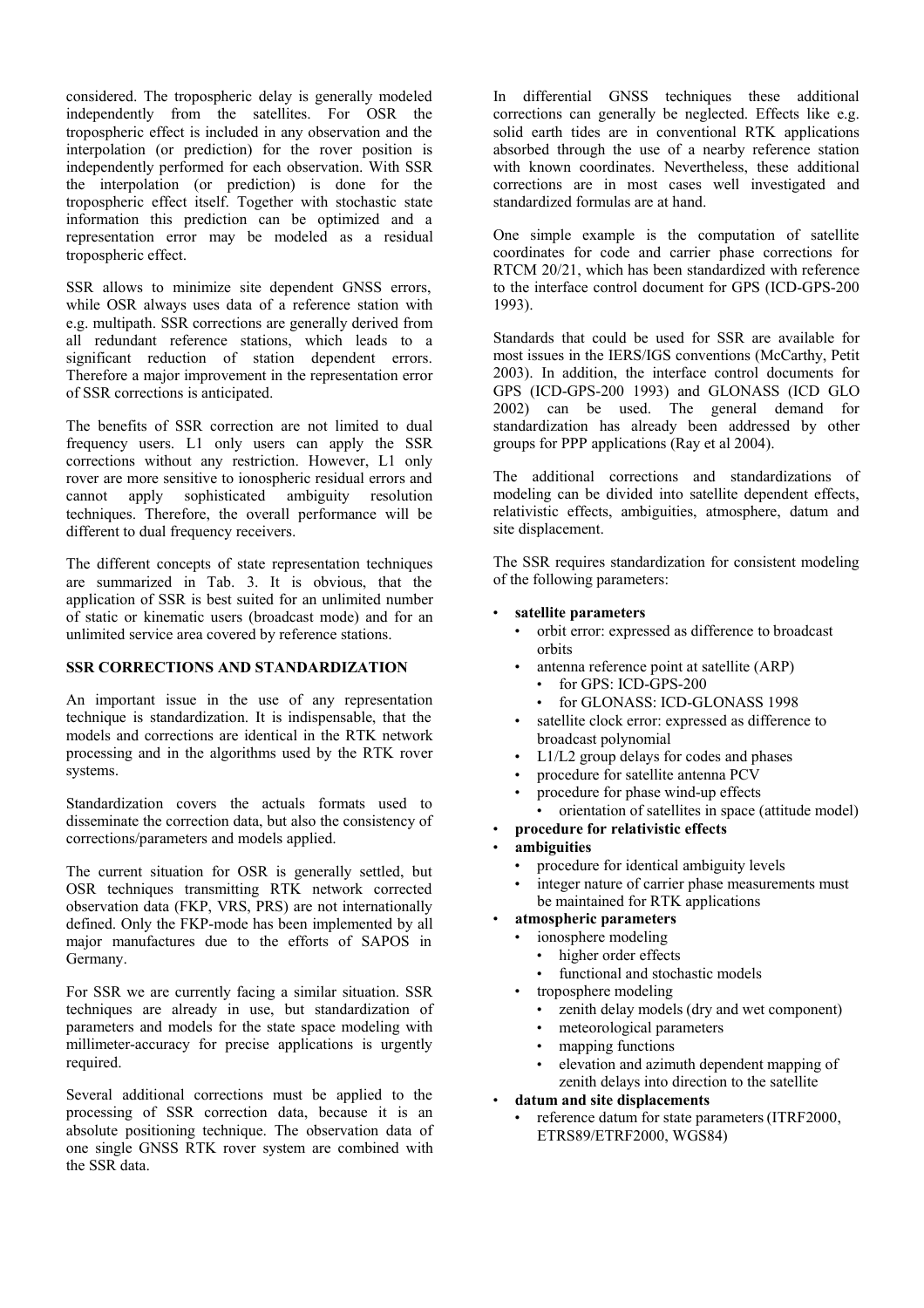considered. The tropospheric delay is generally modeled independently from the satellites. For OSR the tropospheric effect is included in any observation and the interpolation (or prediction) for the rover position is independently performed for each observation. With SSR the interpolation (or prediction) is done for the tropospheric effect itself. Together with stochastic state information this prediction can be optimized and a representation error may be modeled as a residual tropospheric effect.

SSR allows to minimize site dependent GNSS errors, while OSR always uses data of a reference station with e.g. multipath. SSR corrections are generally derived from all redundant reference stations, which leads to a significant reduction of station dependent errors. Therefore a major improvement in the representation error of SSR corrections is anticipated.

The benefits of SSR correction are not limited to dual frequency users. L1 only users can apply the SSR corrections without any restriction. However, L1 only rover are more sensitive to ionospheric residual errors and cannot apply sophisticated ambiguity resolution techniques. Therefore, the overall performance will be different to dual frequency receivers.

The different concepts of state representation techniques are summarized in Tab. 3. It is obvious, that the application of SSR is best suited for an unlimited number of static or kinematic users (broadcast mode) and for an unlimited service area covered by reference stations.

## SSR CORRECTIONS AND STANDARDIZATION

An important issue in the use of any representation technique is standardization. It is indispensable, that the models and corrections are identical in the RTK network processing and in the algorithms used by the RTK rover systems.

Standardization covers the actuals formats used to disseminate the correction data, but also the consistency of corrections/parameters and models applied.

The current situation for OSR is generally settled, but OSR techniques transmitting RTK network corrected observation data (FKP, VRS, PRS) are not internationally defined. Only the FKP-mode has been implemented by all major manufactures due to the efforts of SAPOS in Germany.

For SSR we are currently facing a similar situation. SSR techniques are already in use, but standardization of parameters and models for the state space modeling with millimeter-accuracy for precise applications is urgently required.

Several additional corrections must be applied to the processing of SSR correction data, because it is an absolute positioning technique. The observation data of one single GNSS RTK rover system are combined with the SSR data.

In differential GNSS techniques these additional corrections can generally be neglected. Effects like e.g. solid earth tides are in conventional RTK applications absorbed through the use of a nearby reference station with known coordinates. Nevertheless, these additional corrections are in most cases well investigated and standardized formulas are at hand.

One simple example is the computation of satellite coordinates for code and carrier phase corrections for RTCM 20/21, which has been standardized with reference to the interface control document for GPS (ICD-GPS-200 1993).

Standards that could be used for SSR are available for most issues in the IERS/IGS conventions (McCarthy, Petit 2003). In addition, the interface control documents for GPS (ICD-GPS-200 1993) and GLONASS (ICD GLO 2002) can be used. The general demand for standardization has already been addressed by other groups for PPP applications (Ray et al 2004).

The additional corrections and standardizations of modeling can be divided into satellite dependent effects, relativistic effects, ambiguities, atmosphere, datum and site displacement.

The SSR requires standardization for consistent modeling of the following parameters:

- **satellite parameters**
  - orbit error: expressed as difference to broadcast orbits
  - antenna reference point at satellite (ARP)
    - for GPS: ICD-GPS-200
    - for GLONASS: ICD-GLONASS 1998
  - satellite clock error: expressed as difference to broadcast polynomial
  - L1/L2 group delays for codes and phases
  - procedure for satellite antenna PCV
  - procedure for phase wind-up effects
    - orientation of satellites in space (attitude model)
- **procedure for relativistic effects**
- **ambiguities**
  - procedure for identical ambiguity levels
  - integer nature of carrier phase measurements must be maintained for RTK applications
- **atmospheric parameters**
  - ionosphere modeling
    - higher order effects
    - functional and stochastic models
  - troposphere modeling
    - zenith delay models (dry and wet component)
    - meteorological parameters
    - mapping functions
    - elevation and azimuth dependent mapping of zenith delays into direction to the satellite
- **datum and site displacements**
  - reference datum for state parameters (ITRF2000, ETRS89/ETRF2000, WGS84)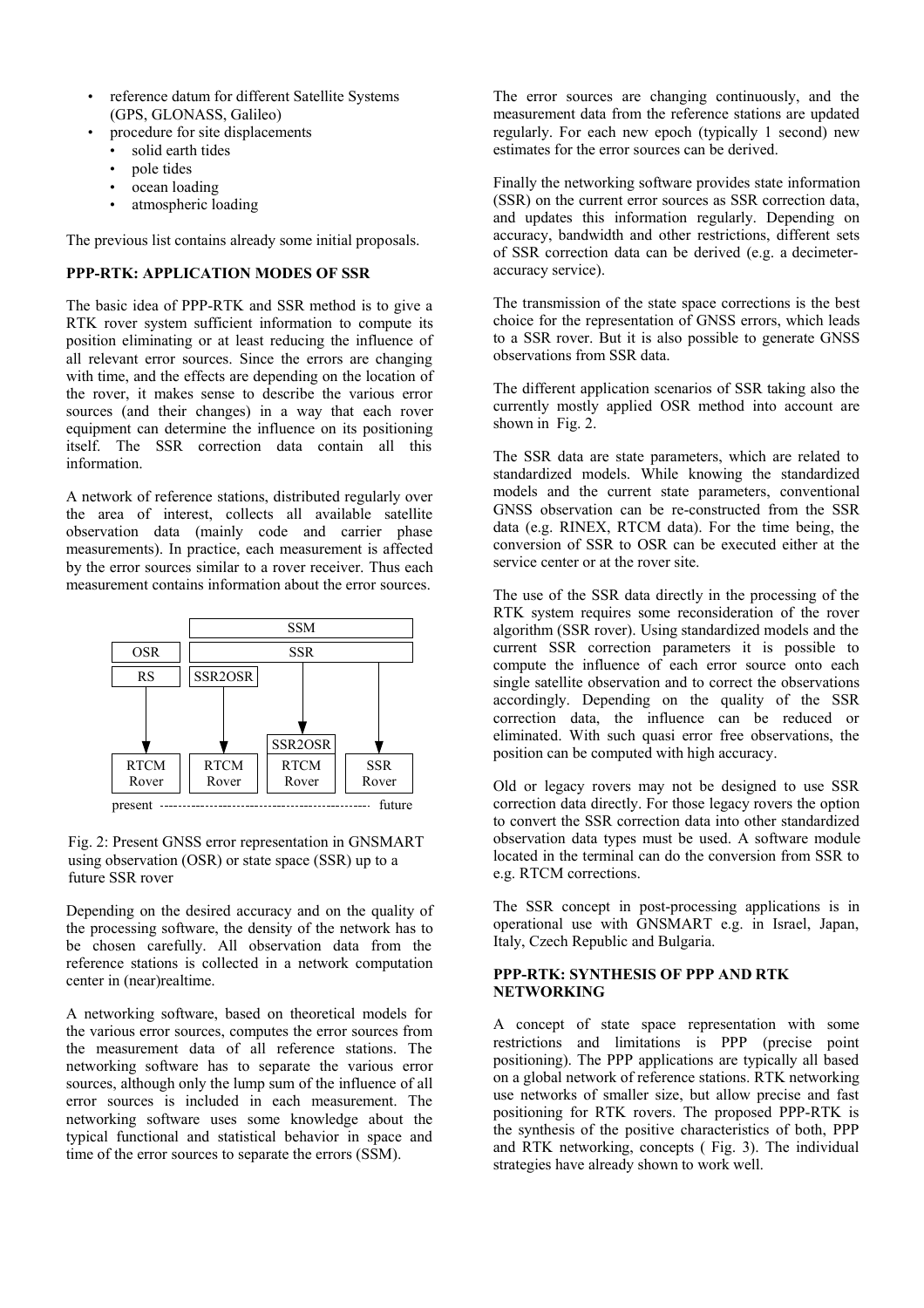- reference datum for different Satellite Systems (GPS, GLONASS, Galileo)
- procedure for site displacements
  - solid earth tides
  - pole tides
  - ocean loading
  - atmospheric loading

The previous list contains already some initial proposals.

## PPP-RTK: APPLICATION MODES OF SSR

The basic idea of PPP-RTK and SSR method is to give a RTK rover system sufficient information to compute its position eliminating or at least reducing the influence of all relevant error sources. Since the errors are changing with time, and the effects are depending on the location of the rover, it makes sense to describe the various error sources (and their changes) in a way that each rover equipment can determine the influence on its positioning itself. The SSR correction data contain all this information.

A network of reference stations, distributed regularly over the area of interest, collects all available satellite observation data (mainly code and carrier phase measurements). In practice, each measurement is affected by the error sources similar to a rover receiver. Thus each measurement contains information about the error sources.

| | SSM | | |
|---|---|---|---|
| OSR | SSR | | |
| RS | SSR2OSR | | |
| | | SSR2OSR | |
| RTCM Rover | RTCM Rover | RTCM Rover | SSR Rover |
| present | | | future |

Fig. 2: Present GNSS error representation in GNSMART using observation (OSR) or state space (SSR) up to a future SSR rover

Depending on the desired accuracy and on the quality of the processing software, the density of the network has to be chosen carefully. All observation data from the reference stations is collected in a network computation center in (near)realtime.

A networking software, based on theoretical models for the various error sources, computes the error sources from the measurement data of all reference stations. The networking software has to separate the various error sources, although only the lump sum of the influence of all error sources is included in each measurement. The networking software uses some knowledge about the typical functional and statistical behavior in space and time of the error sources to separate the errors (SSM).

The error sources are changing continuously, and the measurement data from the reference stations are updated regularly. For each new epoch (typically 1 second) new estimates for the error sources can be derived.

Finally the networking software provides state information (SSR) on the current error sources as SSR correction data, and updates this information regularly. Depending on accuracy, bandwidth and other restrictions, different sets of SSR correction data can be derived (e.g. a decimeter-accuracy service).

The transmission of the state space corrections is the best choice for the representation of GNSS errors, which leads to a SSR rover. But it is also possible to generate GNSS observations from SSR data.

The different application scenarios of SSR taking also the currently mostly applied OSR method into account are shown in Fig. 2.

The SSR data are state parameters, which are related to standardized models. While knowing the standardized models and the current state parameters, conventional GNSS observation can be re-constructed from the SSR data (e.g. RINEX, RTCM data). For the time being, the conversion of SSR to OSR can be executed either at the service center or at the rover site.

The use of the SSR data directly in the processing of the RTK system requires some reconsideration of the rover algorithm (SSR rover). Using standardized models and the current SSR correction parameters it is possible to compute the influence of each error source onto each single satellite observation and to correct the observations accordingly. Depending on the quality of the SSR correction data, the influence can be reduced or eliminated. With such quasi error free observations, the position can be computed with high accuracy.

Old or legacy rovers may not be designed to use SSR correction data directly. For those legacy rovers the option to convert the SSR correction data into other standardized observation data types must be used. A software module located in the terminal can do the conversion from SSR to e.g. RTCM corrections.

The SSR concept in post-processing applications is in operational use with GNSMART e.g. in Israel, Japan, Italy, Czech Republic and Bulgaria.

## PPP-RTK: SYNTHESIS OF PPP AND RTK NETWORKING

A concept of state space representation with some restrictions and limitations is PPP (precise point positioning). The PPP applications are typically all based on a global network of reference stations. RTK networking use networks of smaller size, but allow precise and fast positioning for RTK rovers. The proposed PPP-RTK is the synthesis of the positive characteristics of both, PPP and RTK networking, concepts ( Fig. 3). The individual strategies have already shown to work well.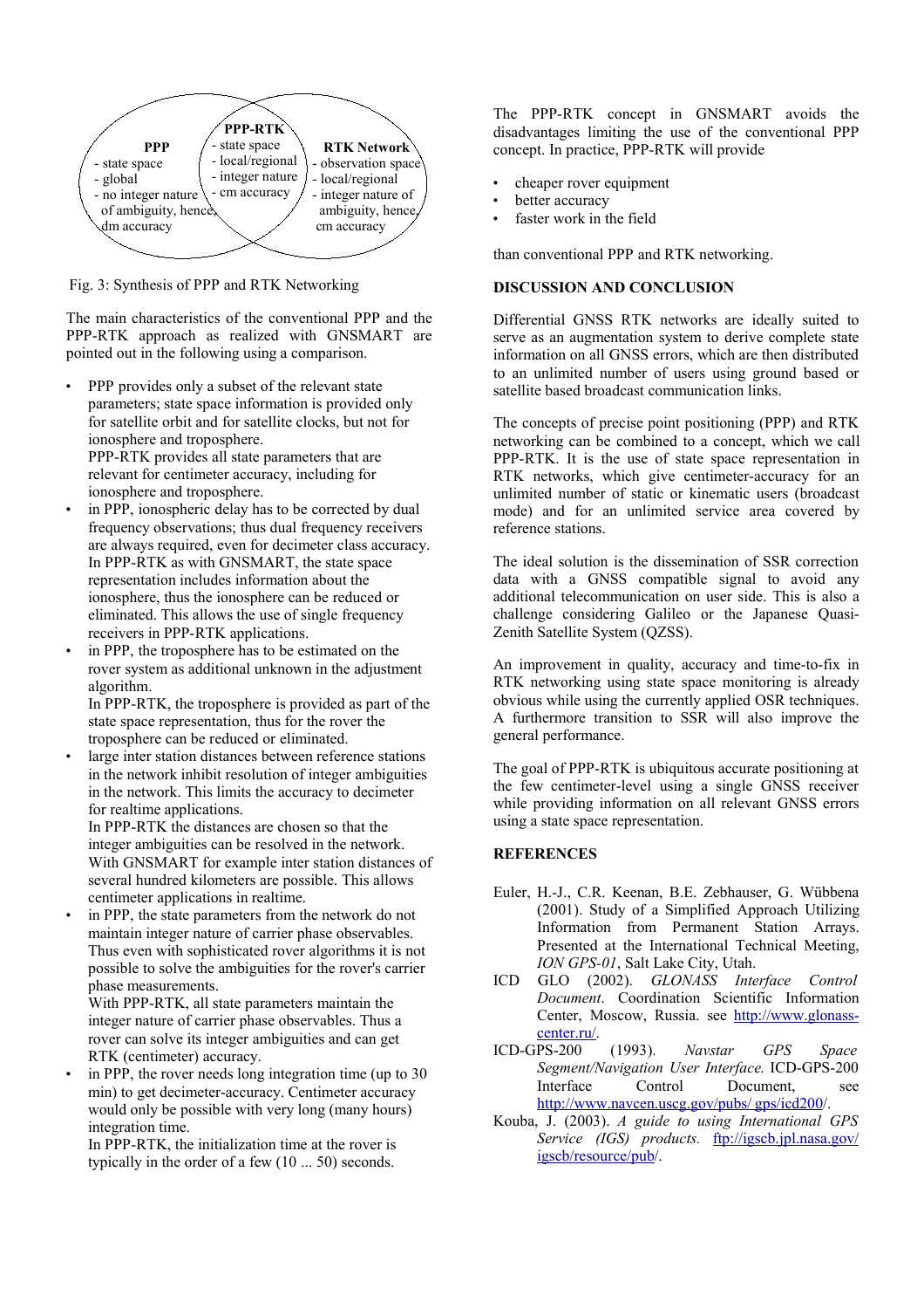PPP
- state space
- global
- no integer nature of ambiguity, hence, dm accuracy

PPP-RTK
- state space
- local/regional
- integer nature
- cm accuracy

RTK Network
- observation space
- local/regional
- integer nature of ambiguity, hence, cm accuracy

Fig. 3: Synthesis of PPP and RTK Networking

The main characteristics of the conventional PPP and the PPP-RTK approach as realized with GNSMART are pointed out in the following using a comparison.

- PPP provides only a subset of the relevant state parameters; state space information is provided only for satellite orbit and for satellite clocks, but not for ionosphere and troposphere.
  PPP-RTK provides all state parameters that are relevant for centimeter accuracy, including for ionosphere and troposphere.
- in PPP, ionospheric delay has to be corrected by dual frequency observations; thus dual frequency receivers are always required, even for decimeter class accuracy.
  In PPP-RTK as with GNSMART, the state space representation includes information about the ionosphere, thus the ionosphere can be reduced or eliminated. This allows the use of single frequency receivers in PPP-RTK applications.
- in PPP, the troposphere has to be estimated on the rover system as additional unknown in the adjustment algorithm.
  In PPP-RTK, the troposphere is provided as part of the state space representation, thus for the rover the troposphere can be reduced or eliminated.
- large inter station distances between reference stations in the network inhibit resolution of integer ambiguities in the network. This limits the accuracy to decimeter for realtime applications.
  In PPP-RTK the distances are chosen so that the integer ambiguities can be resolved in the network. With GNSMART for example inter station distances of several hundred kilometers are possible. This allows centimeter applications in realtime.
- in PPP, the state parameters from the network do not maintain integer nature of carrier phase observables. Thus even with sophisticated rover algorithms it is not possible to solve the ambiguities for the rover's carrier phase measurements.
  With PPP-RTK, all state parameters maintain the integer nature of carrier phase observables. Thus a rover can solve its integer ambiguities and can get RTK (centimeter) accuracy.
- in PPP, the rover needs long integration time (up to 30 min) to get decimeter-accuracy. Centimeter accuracy would only be possible with very long (many hours) integration time.
  In PPP-RTK, the initialization time at the rover is typically in the order of a few (10 ... 50) seconds.

The PPP-RTK concept in GNSMART avoids the disadvantages limiting the use of the conventional PPP concept. In practice, PPP-RTK will provide

- cheaper rover equipment
- better accuracy
- faster work in the field

than conventional PPP and RTK networking.

## DISCUSSION AND CONCLUSION

Differential GNSS RTK networks are ideally suited to serve as an augmentation system to derive complete state information on all GNSS errors, which are then distributed to an unlimited number of users using ground based or satellite based broadcast communication links.

The concepts of precise point positioning (PPP) and RTK networking can be combined to a concept, which we call PPP-RTK. It is the use of state space representation in RTK networks, which give centimeter-accuracy for an unlimited number of static or kinematic users (broadcast mode) and for an unlimited service area covered by reference stations.

The ideal solution is the dissemination of SSR correction data with a GNSS compatible signal to avoid any additional telecommunication on user side. This is also a challenge considering Galileo or the Japanese Quasi-Zenith Satellite System (QZSS).

An improvement in quality, accuracy and time-to-fix in RTK networking using state space monitoring is already obvious while using the currently applied OSR techniques. A furthermore transition to SSR will also improve the general performance.

The goal of PPP-RTK is ubiquitous accurate positioning at the few centimeter-level using a single GNSS receiver while providing information on all relevant GNSS errors using a state space representation.

## REFERENCES

Euler, H.-J., C.R. Keenan, B.E. Zebhauser, G. Wübbena (2001). Study of a Simplified Approach Utilizing Information from Permanent Station Arrays. Presented at the International Technical Meeting, *ION GPS-01*, Salt Lake City, Utah.

ICD GLO (2002). *GLONASS Interface Control Document*. Coordination Scientific Information Center, Moscow, Russia. see http://www.glonass-center.ru/.

ICD-GPS-200 (1993). *Navstar GPS Space Segment/Navigation User Interface.* ICD-GPS-200 Interface Control Document, see http://www.navcen.uscg.gov/pubs/ gps/icd200/.

Kouba, J. (2003). *A guide to using International GPS Service (IGS) products.* ftp://igscb.jpl.nasa.gov/ igscb/resource/pub/.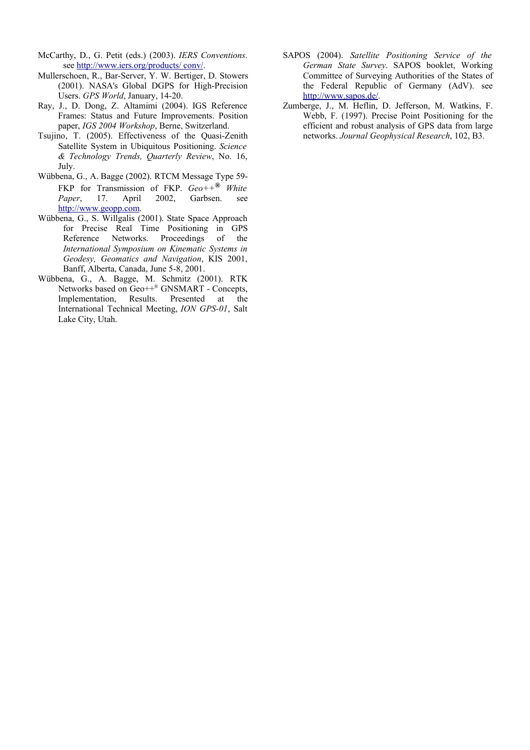McCarthy, D., G. Petit (eds.) (2003). *IERS Conventions*. see http://www.iers.org/products/ conv/.

Mullerschoen, R., Bar-Server, Y. W. Bertiger, D. Stowers (2001). NASA's Global DGPS for High-Precision Users. *GPS World*, January, 14-20.

Ray, J., D. Dong, Z. Altamimi (2004). IGS Reference Frames: Status and Future Improvements. Position paper, *IGS 2004 Workshop*, Berne, Switzerland.

Tsujino, T. (2005). Effectiveness of the Quasi-Zenith Satellite System in Ubiquitous Positioning. *Science & Technology Trends, Quarterly Review*, No. 16, July.

Wübbena, G., A. Bagge (2002). RTCM Message Type 59-FKP for Transmission of FKP. *Geo++® White Paper*, 17. April 2002, Garbsen. see http://www.geopp.com.

Wübbena, G., S. Willgalis (2001). State Space Approach for Precise Real Time Positioning in GPS Reference Networks. Proceedings of the *International Symposium on Kinematic Systems in Geodesy, Geomatics and Navigation*, KIS 2001, Banff, Alberta, Canada, June 5-8, 2001.

Wübbena, G., A. Bagge, M. Schmitz (2001). RTK Networks based on Geo++® GNSMART - Concepts, Implementation, Results. Presented at the International Technical Meeting, *ION GPS-01*, Salt Lake City, Utah.

SAPOS (2004). *Satellite Positioning Service of the German State Survey*. SAPOS booklet, Working Committee of Surveying Authorities of the States of the Federal Republic of Germany (AdV). see http://www.sapos.de/.

Zumberge, J., M. Heflin, D. Jefferson, M. Watkins, F. Webb, F. (1997). Precise Point Positioning for the efficient and robust analysis of GPS data from large networks. *Journal Geophysical Research*, 102, B3.